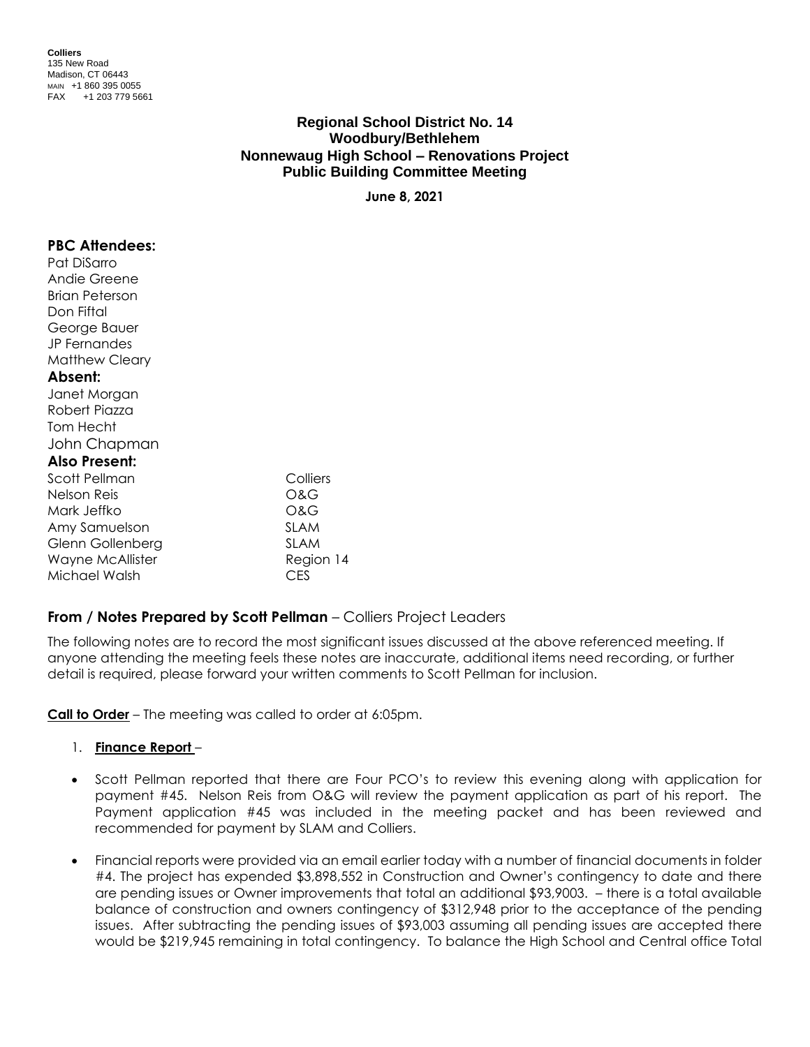**Colliers**
135 New Road
Madison, CT 06443
MAIN +1 860 395 0055
FAX +1 203 779 5661

# Regional School District No. 14
## Woodbury/Bethlehem
## Nonnewaug High School – Renovations Project
## Public Building Committee Meeting

**June 8, 2021**

**PBC Attendees:**
Pat DiSarro
Andie Greene
Brian Peterson
Don Fiftal
George Bauer
JP Fernandes
Matthew Cleary

**Absent:**
Janet Morgan
Robert Piazza
Tom Hecht
John Chapman

**Also Present:**

| | |
|---|---|
| Scott Pellman | Colliers |
| Nelson Reis | O&G |
| Mark Jeffko | O&G |
| Amy Samuelson | SLAM |
| Glenn Gollenberg | SLAM |
| Wayne McAllister | Region 14 |
| Michael Walsh | CES |

**From / Notes Prepared by Scott Pellman** – Colliers Project Leaders

The following notes are to record the most significant issues discussed at the above referenced meeting. If anyone attending the meeting feels these notes are inaccurate, additional items need recording, or further detail is required, please forward your written comments to Scott Pellman for inclusion.

**Call to Order** – The meeting was called to order at 6:05pm.

1. **Finance Report** –

- Scott Pellman reported that there are Four PCO's to review this evening along with application for payment #45. Nelson Reis from O&G will review the payment application as part of his report. The Payment application #45 was included in the meeting packet and has been reviewed and recommended for payment by SLAM and Colliers.

- Financial reports were provided via an email earlier today with a number of financial documents in folder #4. The project has expended $3,898,552 in Construction and Owner's contingency to date and there are pending issues or Owner improvements that total an additional $93,9003. – there is a total available balance of construction and owners contingency of $312,948 prior to the acceptance of the pending issues. After subtracting the pending issues of $93,003 assuming all pending issues are accepted there would be $219,945 remaining in total contingency. To balance the High School and Central office Total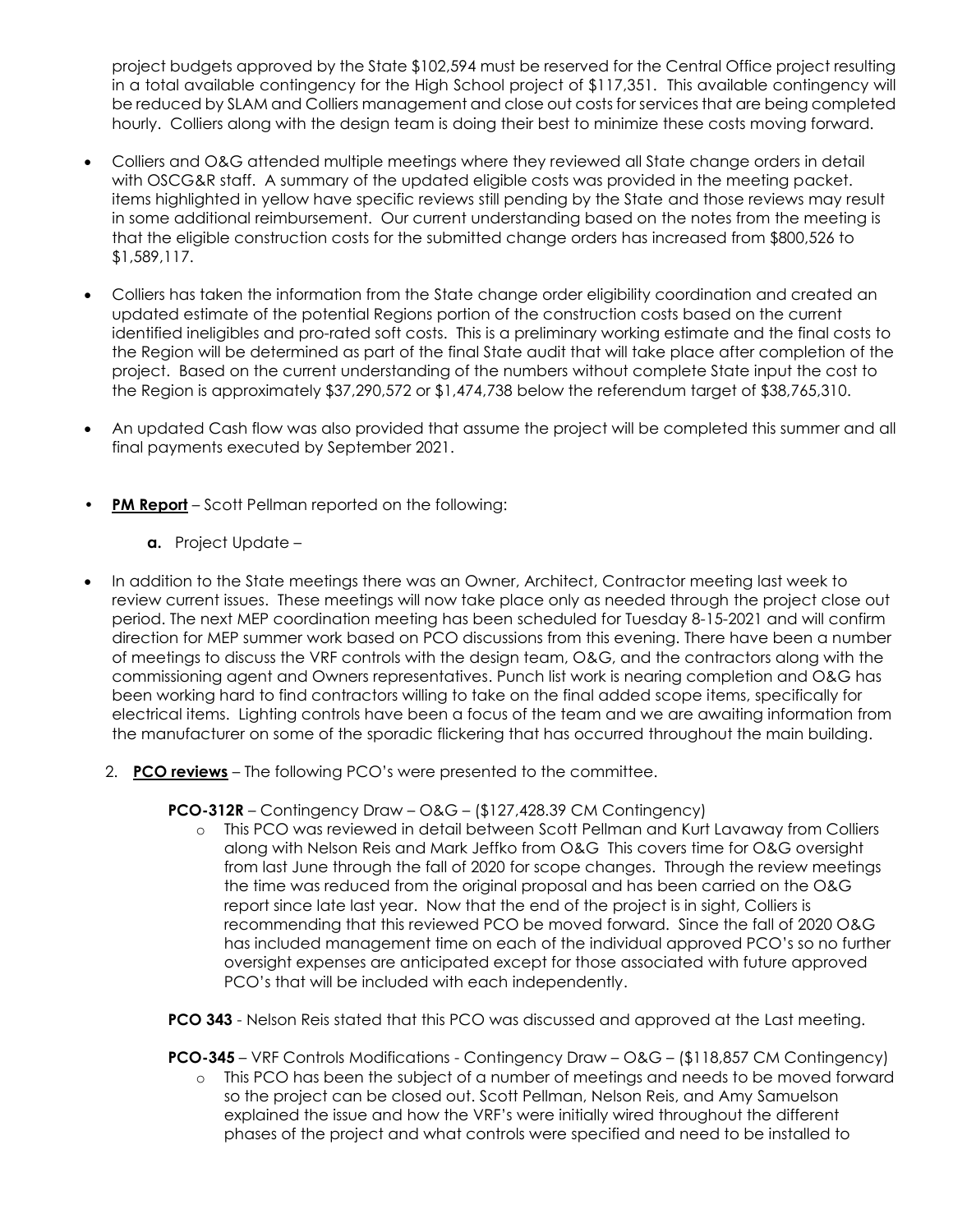project budgets approved by the State $102,594 must be reserved for the Central Office project resulting in a total available contingency for the High School project of $117,351. This available contingency will be reduced by SLAM and Colliers management and close out costs for services that are being completed hourly. Colliers along with the design team is doing their best to minimize these costs moving forward.

- Colliers and O&G attended multiple meetings where they reviewed all State change orders in detail with OSCG&R staff. A summary of the updated eligible costs was provided in the meeting packet. items highlighted in yellow have specific reviews still pending by the State and those reviews may result in some additional reimbursement. Our current understanding based on the notes from the meeting is that the eligible construction costs for the submitted change orders has increased from $800,526 to $1,589,117.
- Colliers has taken the information from the State change order eligibility coordination and created an updated estimate of the potential Regions portion of the construction costs based on the current identified ineligibles and pro-rated soft costs. This is a preliminary working estimate and the final costs to the Region will be determined as part of the final State audit that will take place after completion of the project. Based on the current understanding of the numbers without complete State input the cost to the Region is approximately $37,290,572 or $1,474,738 below the referendum target of $38,765,310.
- An updated Cash flow was also provided that assume the project will be completed this summer and all final payments executed by September 2021.

- **PM Report** – Scott Pellman reported on the following:
  - **a.** Project Update –

- In addition to the State meetings there was an Owner, Architect, Contractor meeting last week to review current issues. These meetings will now take place only as needed through the project close out period. The next MEP coordination meeting has been scheduled for Tuesday 8-15-2021 and will confirm direction for MEP summer work based on PCO discussions from this evening. There have been a number of meetings to discuss the VRF controls with the design team, O&G, and the contractors along with the commissioning agent and Owners representatives. Punch list work is nearing completion and O&G has been working hard to find contractors willing to take on the final added scope items, specifically for electrical items. Lighting controls have been a focus of the team and we are awaiting information from the manufacturer on some of the sporadic flickering that has occurred throughout the main building.

2. **PCO reviews** – The following PCO's were presented to the committee.

   **PCO-312R** – Contingency Draw – O&G – ($127,428.39 CM Contingency)

   - This PCO was reviewed in detail between Scott Pellman and Kurt Lavaway from Colliers along with Nelson Reis and Mark Jeffko from O&G This covers time for O&G oversight from last June through the fall of 2020 for scope changes. Through the review meetings the time was reduced from the original proposal and has been carried on the O&G report since late last year. Now that the end of the project is in sight, Colliers is recommending that this reviewed PCO be moved forward. Since the fall of 2020 O&G has included management time on each of the individual approved PCO's so no further oversight expenses are anticipated except for those associated with future approved PCO's that will be included with each independently.

   **PCO 343** - Nelson Reis stated that this PCO was discussed and approved at the Last meeting.

   **PCO-345** – VRF Controls Modifications - Contingency Draw – O&G – ($118,857 CM Contingency)

   - This PCO has been the subject of a number of meetings and needs to be moved forward so the project can be closed out. Scott Pellman, Nelson Reis, and Amy Samuelson explained the issue and how the VRF's were initially wired throughout the different phases of the project and what controls were specified and need to be installed to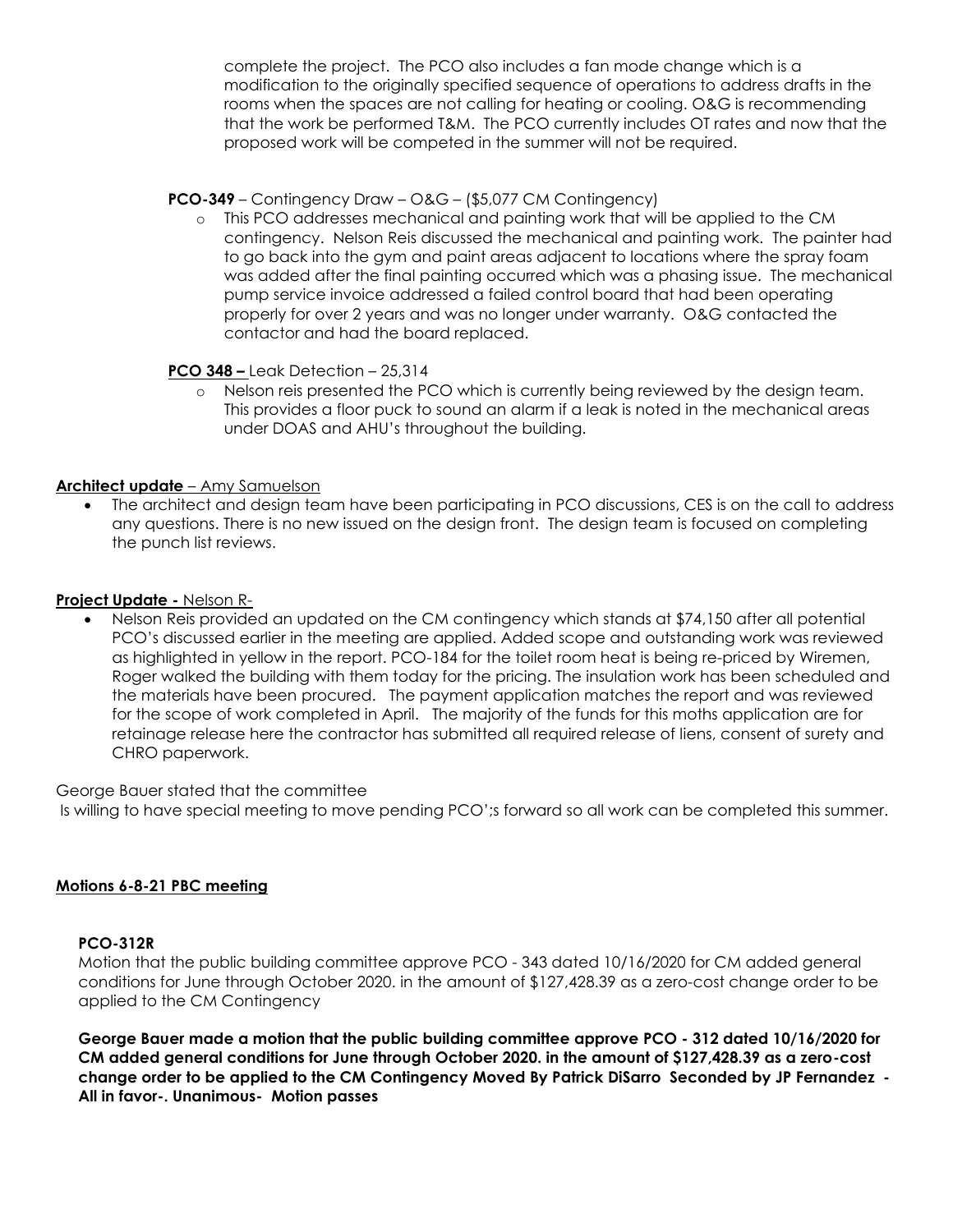complete the project. The PCO also includes a fan mode change which is a modification to the originally specified sequence of operations to address drafts in the rooms when the spaces are not calling for heating or cooling. O&G is recommending that the work be performed T&M. The PCO currently includes OT rates and now that the proposed work will be competed in the summer will not be required.

**PCO-349** – Contingency Draw – O&G – ($5,077 CM Contingency)

- This PCO addresses mechanical and painting work that will be applied to the CM contingency. Nelson Reis discussed the mechanical and painting work. The painter had to go back into the gym and paint areas adjacent to locations where the spray foam was added after the final painting occurred which was a phasing issue. The mechanical pump service invoice addressed a failed control board that had been operating properly for over 2 years and was no longer under warranty. O&G contacted the contactor and had the board replaced.

**PCO 348 –** Leak Detection – 25,314

- Nelson reis presented the PCO which is currently being reviewed by the design team. This provides a floor puck to sound an alarm if a leak is noted in the mechanical areas under DOAS and AHU's throughout the building.

**Architect update** – Amy Samuelson

- The architect and design team have been participating in PCO discussions, CES is on the call to address any questions. There is no new issued on the design front. The design team is focused on completing the punch list reviews.

**Project Update -** Nelson R-

- Nelson Reis provided an updated on the CM contingency which stands at $74,150 after all potential PCO's discussed earlier in the meeting are applied. Added scope and outstanding work was reviewed as highlighted in yellow in the report. PCO-184 for the toilet room heat is being re-priced by Wiremen, Roger walked the building with them today for the pricing. The insulation work has been scheduled and the materials have been procured. The payment application matches the report and was reviewed for the scope of work completed in April. The majority of the funds for this moths application are for retainage release here the contractor has submitted all required release of liens, consent of surety and CHRO paperwork.

George Bauer stated that the committee
Is willing to have special meeting to move pending PCO';s forward so all work can be completed this summer.

**Motions 6-8-21 PBC meeting**

**PCO-312R**

Motion that the public building committee approve PCO - 343 dated 10/16/2020 for CM added general conditions for June through October 2020. in the amount of $127,428.39 as a zero-cost change order to be applied to the CM Contingency

**George Bauer made a motion that the public building committee approve PCO - 312 dated 10/16/2020 for CM added general conditions for June through October 2020. in the amount of $127,428.39 as a zero-cost change order to be applied to the CM Contingency Moved By Patrick DiSarro Seconded by JP Fernandez - All in favor-. Unanimous- Motion passes**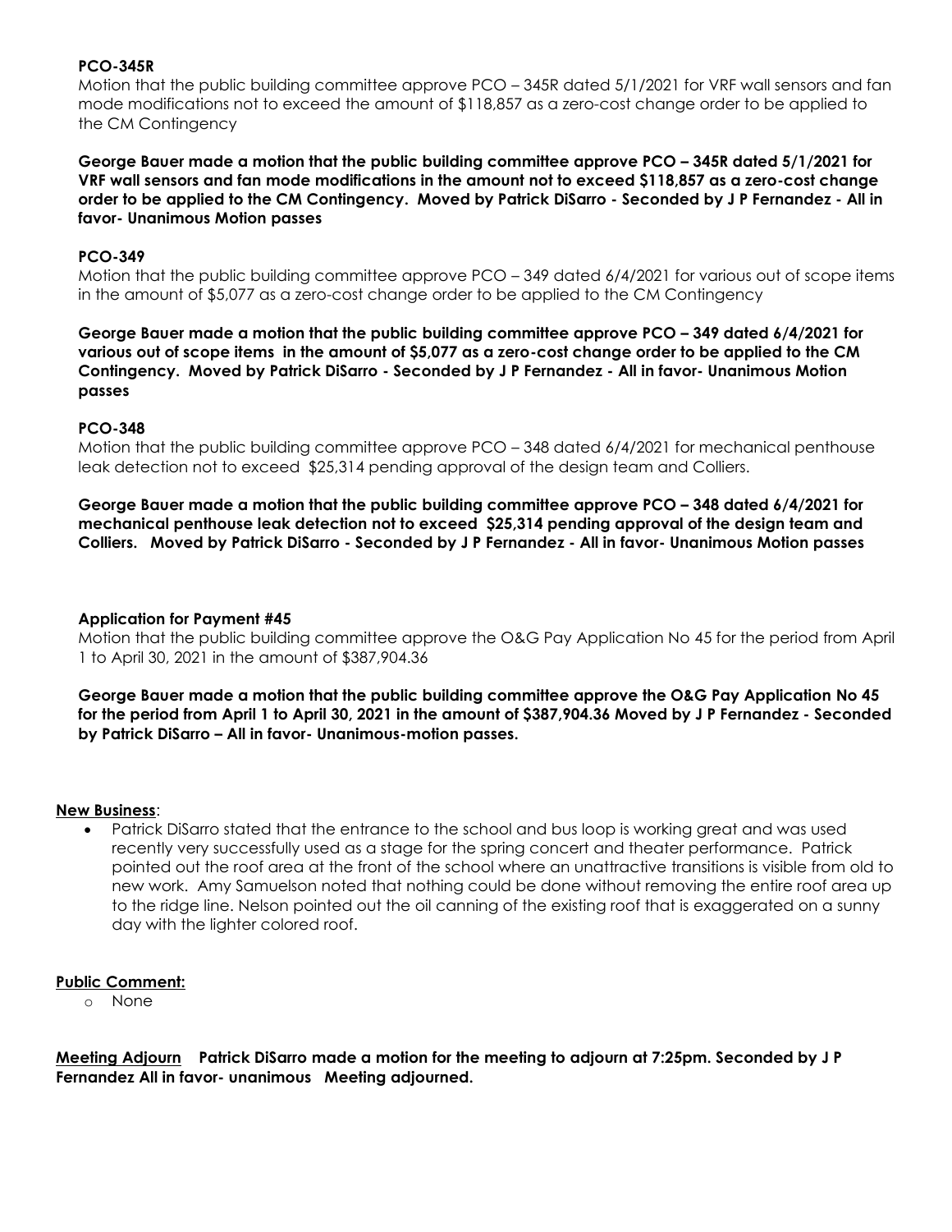**PCO-345R**

Motion that the public building committee approve PCO – 345R dated 5/1/2021 for VRF wall sensors and fan mode modifications not to exceed the amount of $118,857 as a zero-cost change order to be applied to the CM Contingency

**George Bauer made a motion that the public building committee approve PCO – 345R dated 5/1/2021 for VRF wall sensors and fan mode modifications in the amount not to exceed $118,857 as a zero-cost change order to be applied to the CM Contingency. Moved by Patrick DiSarro - Seconded by J P Fernandez - All in favor- Unanimous Motion passes**

**PCO-349**

Motion that the public building committee approve PCO – 349 dated 6/4/2021 for various out of scope items in the amount of $5,077 as a zero-cost change order to be applied to the CM Contingency

**George Bauer made a motion that the public building committee approve PCO – 349 dated 6/4/2021 for various out of scope items in the amount of $5,077 as a zero-cost change order to be applied to the CM Contingency. Moved by Patrick DiSarro - Seconded by J P Fernandez - All in favor- Unanimous Motion passes**

**PCO-348**

Motion that the public building committee approve PCO – 348 dated 6/4/2021 for mechanical penthouse leak detection not to exceed $25,314 pending approval of the design team and Colliers.

**George Bauer made a motion that the public building committee approve PCO – 348 dated 6/4/2021 for mechanical penthouse leak detection not to exceed $25,314 pending approval of the design team and Colliers. Moved by Patrick DiSarro - Seconded by J P Fernandez - All in favor- Unanimous Motion passes**

**Application for Payment #45**

Motion that the public building committee approve the O&G Pay Application No 45 for the period from April 1 to April 30, 2021 in the amount of $387,904.36

**George Bauer made a motion that the public building committee approve the O&G Pay Application No 45 for the period from April 1 to April 30, 2021 in the amount of $387,904.36 Moved by J P Fernandez - Seconded by Patrick DiSarro – All in favor- Unanimous-motion passes.**

**New Business**:

- Patrick DiSarro stated that the entrance to the school and bus loop is working great and was used recently very successfully used as a stage for the spring concert and theater performance. Patrick pointed out the roof area at the front of the school where an unattractive transitions is visible from old to new work. Amy Samuelson noted that nothing could be done without removing the entire roof area up to the ridge line. Nelson pointed out the oil canning of the existing roof that is exaggerated on a sunny day with the lighter colored roof.

**Public Comment:**

- None

**Meeting Adjourn** **Patrick DiSarro made a motion for the meeting to adjourn at 7:25pm. Seconded by J P Fernandez All in favor- unanimous Meeting adjourned.**